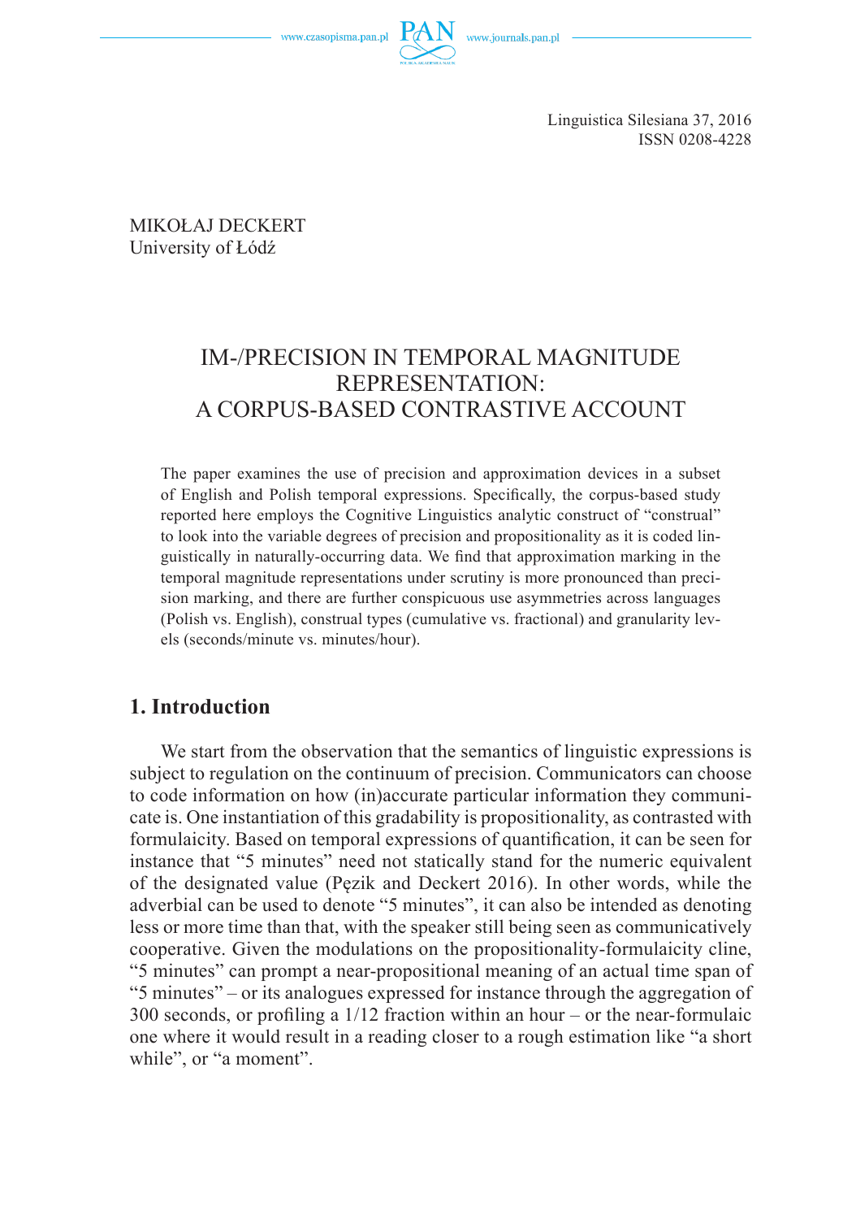Linguistica Silesiana 37, 2016
ISSN 0208-4228

MIKOŁAJ DECKERT
University of Łódź

# IM-/PRECISION IN TEMPORAL MAGNITUDE REPRESENTATION: A CORPUS-BASED CONTRASTIVE ACCOUNT

The paper examines the use of precision and approximation devices in a subset of English and Polish temporal expressions. Specifically, the corpus-based study reported here employs the Cognitive Linguistics analytic construct of "construal" to look into the variable degrees of precision and propositionality as it is coded linguistically in naturally-occurring data. We find that approximation marking in the temporal magnitude representations under scrutiny is more pronounced than precision marking, and there are further conspicuous use asymmetries across languages (Polish vs. English), construal types (cumulative vs. fractional) and granularity levels (seconds/minute vs. minutes/hour).

## 1. Introduction

We start from the observation that the semantics of linguistic expressions is subject to regulation on the continuum of precision. Communicators can choose to code information on how (in)accurate particular information they communicate is. One instantiation of this gradability is propositionality, as contrasted with formulaicity. Based on temporal expressions of quantification, it can be seen for instance that "5 minutes" need not statically stand for the numeric equivalent of the designated value (Pęzik and Deckert 2016). In other words, while the adverbial can be used to denote "5 minutes", it can also be intended as denoting less or more time than that, with the speaker still being seen as communicatively cooperative. Given the modulations on the propositionality-formulaicity cline, "5 minutes" can prompt a near-propositional meaning of an actual time span of "5 minutes" – or its analogues expressed for instance through the aggregation of 300 seconds, or profiling a 1/12 fraction within an hour – or the near-formulaic one where it would result in a reading closer to a rough estimation like "a short while", or "a moment".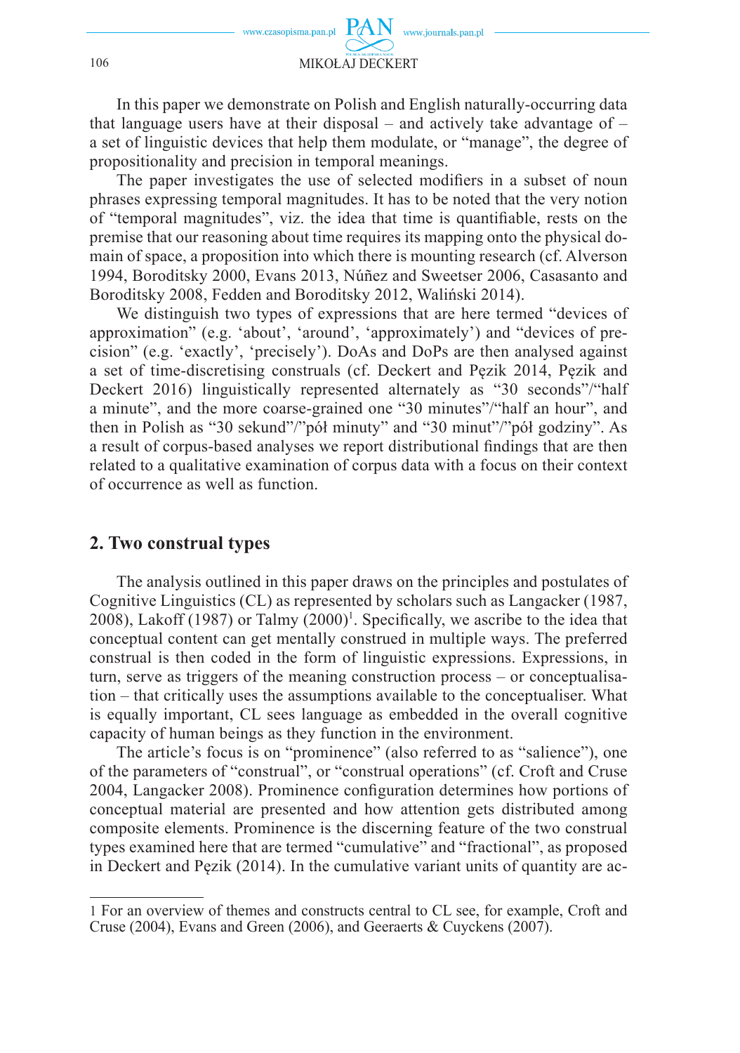In this paper we demonstrate on Polish and English naturally-occurring data that language users have at their disposal – and actively take advantage of – a set of linguistic devices that help them modulate, or "manage", the degree of propositionality and precision in temporal meanings.

The paper investigates the use of selected modifiers in a subset of noun phrases expressing temporal magnitudes. It has to be noted that the very notion of "temporal magnitudes", viz. the idea that time is quantifiable, rests on the premise that our reasoning about time requires its mapping onto the physical domain of space, a proposition into which there is mounting research (cf. Alverson 1994, Boroditsky 2000, Evans 2013, Núñez and Sweetser 2006, Casasanto and Boroditsky 2008, Fedden and Boroditsky 2012, Waliński 2014).

We distinguish two types of expressions that are here termed "devices of approximation" (e.g. 'about', 'around', 'approximately') and "devices of precision" (e.g. 'exactly', 'precisely'). DoAs and DoPs are then analysed against a set of time-discretising construals (cf. Deckert and Pęzik 2014, Pęzik and Deckert 2016) linguistically represented alternately as "30 seconds"/"half a minute", and the more coarse-grained one "30 minutes"/"half an hour", and then in Polish as "30 sekund"/"pół minuty" and "30 minut"/"pół godziny". As a result of corpus-based analyses we report distributional findings that are then related to a qualitative examination of corpus data with a focus on their context of occurrence as well as function.

## 2. Two construal types

The analysis outlined in this paper draws on the principles and postulates of Cognitive Linguistics (CL) as represented by scholars such as Langacker (1987, 2008), Lakoff (1987) or Talmy (2000)[1]. Specifically, we ascribe to the idea that conceptual content can get mentally construed in multiple ways. The preferred construal is then coded in the form of linguistic expressions. Expressions, in turn, serve as triggers of the meaning construction process – or conceptualisation – that critically uses the assumptions available to the conceptualiser. What is equally important, CL sees language as embedded in the overall cognitive capacity of human beings as they function in the environment.

The article's focus is on "prominence" (also referred to as "salience"), one of the parameters of "construal", or "construal operations" (cf. Croft and Cruse 2004, Langacker 2008). Prominence configuration determines how portions of conceptual material are presented and how attention gets distributed among composite elements. Prominence is the discerning feature of the two construal types examined here that are termed "cumulative" and "fractional", as proposed in Deckert and Pęzik (2014). In the cumulative variant units of quantity are ac-

1 For an overview of themes and constructs central to CL see, for example, Croft and Cruse (2004), Evans and Green (2006), and Geeraerts & Cuyckens (2007).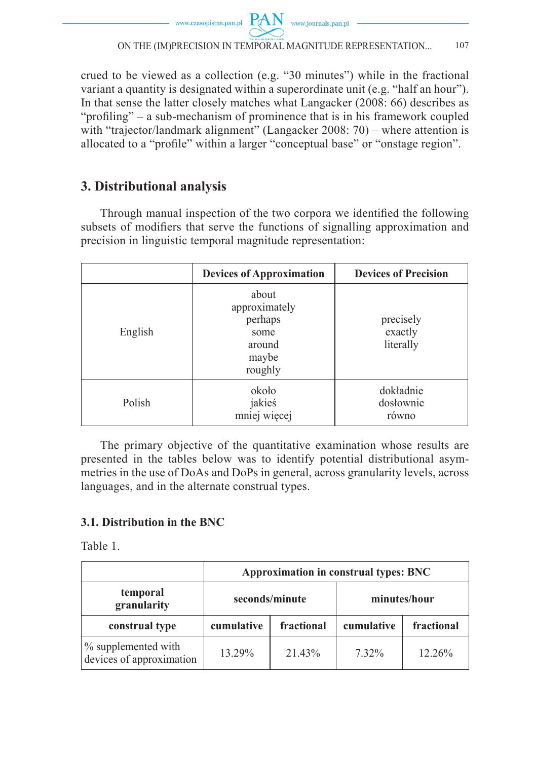crued to be viewed as a collection (e.g. "30 minutes") while in the fractional variant a quantity is designated within a superordinate unit (e.g. "half an hour"). In that sense the latter closely matches what Langacker (2008: 66) describes as "profiling" – a sub-mechanism of prominence that is in his framework coupled with "trajector/landmark alignment" (Langacker 2008: 70) – where attention is allocated to a "profile" within a larger "conceptual base" or "onstage region".

## 3. Distributional analysis

Through manual inspection of the two corpora we identified the following subsets of modifiers that serve the functions of signalling approximation and precision in linguistic temporal magnitude representation:

| | **Devices of Approximation** | **Devices of Precision** |
|---|---|---|
| English | about<br>approximately<br>perhaps<br>some<br>around<br>maybe<br>roughly | precisely<br>exactly<br>literally |
| Polish | około<br>jakieś<br>mniej więcej | dokładnie<br>dosłownie<br>równo |

The primary objective of the quantitative examination whose results are presented in the tables below was to identify potential distributional asymmetries in the use of DoAs and DoPs in general, across granularity levels, across languages, and in the alternate construal types.

### 3.1. Distribution in the BNC

Table 1.

| | **Approximation in construal types: BNC** | | | |
|---|---|---|---|---|
| **temporal granularity** | **seconds/minute** | | **minutes/hour** | |
| **construal type** | **cumulative** | **fractional** | **cumulative** | **fractional** |
| % supplemented with devices of approximation | 13.29% | 21.43% | 7.32% | 12.26% |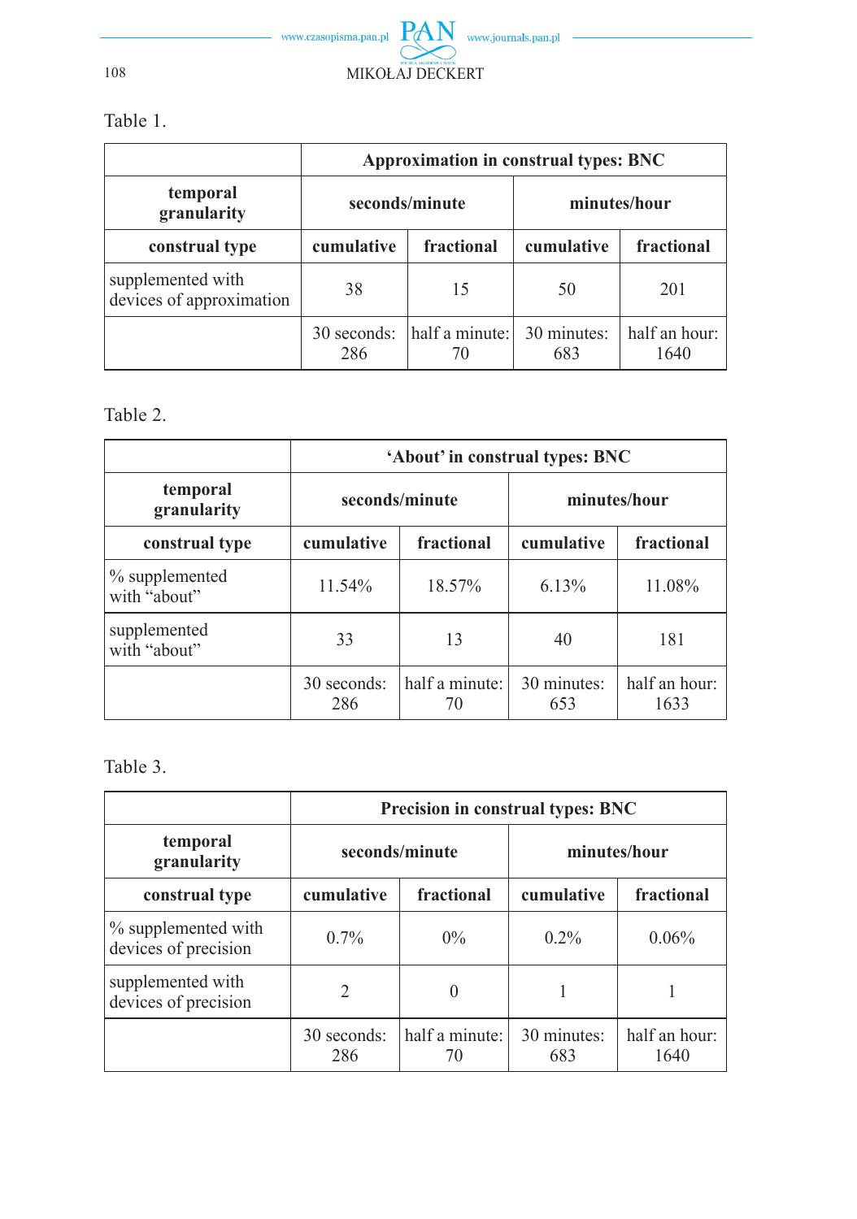Table 1.

| | Approximation in construal types: BNC | | | |
|---|---|---|---|---|
| **temporal granularity** | **seconds/minute** | | **minutes/hour** | |
| **construal type** | **cumulative** | **fractional** | **cumulative** | **fractional** |
| supplemented with devices of approximation | 38 | 15 | 50 | 201 |
| | 30 seconds: 286 | half a minute: 70 | 30 minutes: 683 | half an hour: 1640 |

Table 2.

| | ‘About’ in construal types: BNC | | | |
|---|---|---|---|---|
| **temporal granularity** | **seconds/minute** | | **minutes/hour** | |
| **construal type** | **cumulative** | **fractional** | **cumulative** | **fractional** |
| % supplemented with “about” | 11.54% | 18.57% | 6.13% | 11.08% |
| supplemented with “about” | 33 | 13 | 40 | 181 |
| | 30 seconds: 286 | half a minute: 70 | 30 minutes: 653 | half an hour: 1633 |

Table 3.

| | Precision in construal types: BNC | | | |
|---|---|---|---|---|
| **temporal granularity** | **seconds/minute** | | **minutes/hour** | |
| **construal type** | **cumulative** | **fractional** | **cumulative** | **fractional** |
| % supplemented with devices of precision | 0.7% | 0% | 0.2% | 0.06% |
| supplemented with devices of precision | 2 | 0 | 1 | 1 |
| | 30 seconds: 286 | half a minute: 70 | 30 minutes: 683 | half an hour: 1640 |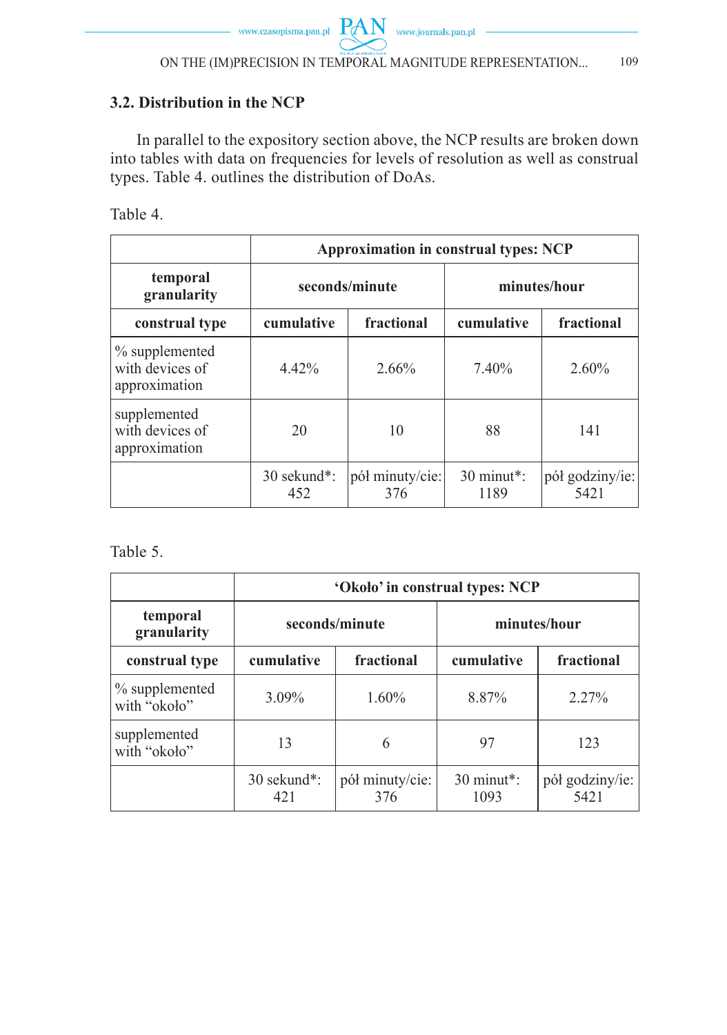### 3.2. Distribution in the NCP

In parallel to the expository section above, the NCP results are broken down into tables with data on frequencies for levels of resolution as well as construal types. Table 4. outlines the distribution of DoAs.

Table 4.

| | **Approximation in construal types: NCP** | | | |
|---|---|---|---|---|
| **temporal granularity** | **seconds/minute** | | **minutes/hour** | |
| **construal type** | **cumulative** | **fractional** | **cumulative** | **fractional** |
| % supplemented with devices of approximation | 4.42% | 2.66% | 7.40% | 2.60% |
| supplemented with devices of approximation | 20 | 10 | 88 | 141 |
| | 30 sekund*: 452 | pół minuty/cie: 376 | 30 minut*: 1189 | pół godziny/ie: 5421 |

Table 5.

| | **'Około' in construal types: NCP** | | | |
|---|---|---|---|---|
| **temporal granularity** | **seconds/minute** | | **minutes/hour** | |
| **construal type** | **cumulative** | **fractional** | **cumulative** | **fractional** |
| % supplemented with "około" | 3.09% | 1.60% | 8.87% | 2.27% |
| supplemented with "około" | 13 | 6 | 97 | 123 |
| | 30 sekund*: 421 | pół minuty/cie: 376 | 30 minut*: 1093 | pół godziny/ie: 5421 |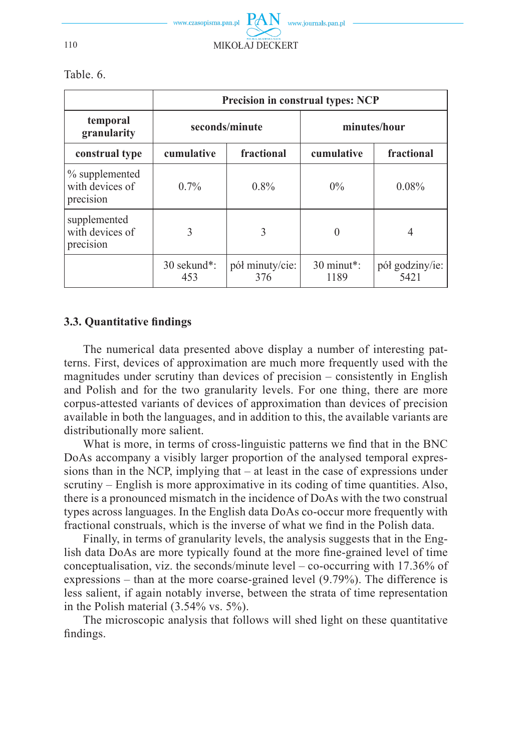Table. 6.

| | Precision in construal types: NCP | | | |
|---|---|---|---|---|
| **temporal granularity** | **seconds/minute** | | **minutes/hour** | |
| **construal type** | **cumulative** | **fractional** | **cumulative** | **fractional** |
| % supplemented with devices of precision | 0.7% | 0.8% | 0% | 0.08% |
| supplemented with devices of precision | 3 | 3 | 0 | 4 |
| | 30 sekund*: 453 | pół minuty/cie: 376 | 30 minut*: 1189 | pół godziny/ie: 5421 |

### 3.3. Quantitative findings

The numerical data presented above display a number of interesting patterns. First, devices of approximation are much more frequently used with the magnitudes under scrutiny than devices of precision – consistently in English and Polish and for the two granularity levels. For one thing, there are more corpus-attested variants of devices of approximation than devices of precision available in both the languages, and in addition to this, the available variants are distributionally more salient.

What is more, in terms of cross-linguistic patterns we find that in the BNC DoAs accompany a visibly larger proportion of the analysed temporal expressions than in the NCP, implying that – at least in the case of expressions under scrutiny – English is more approximative in its coding of time quantities. Also, there is a pronounced mismatch in the incidence of DoAs with the two construal types across languages. In the English data DoAs co-occur more frequently with fractional construals, which is the inverse of what we find in the Polish data.

Finally, in terms of granularity levels, the analysis suggests that in the English data DoAs are more typically found at the more fine-grained level of time conceptualisation, viz. the seconds/minute level – co-occurring with 17.36% of expressions – than at the more coarse-grained level (9.79%). The difference is less salient, if again notably inverse, between the strata of time representation in the Polish material (3.54% vs. 5%).

The microscopic analysis that follows will shed light on these quantitative findings.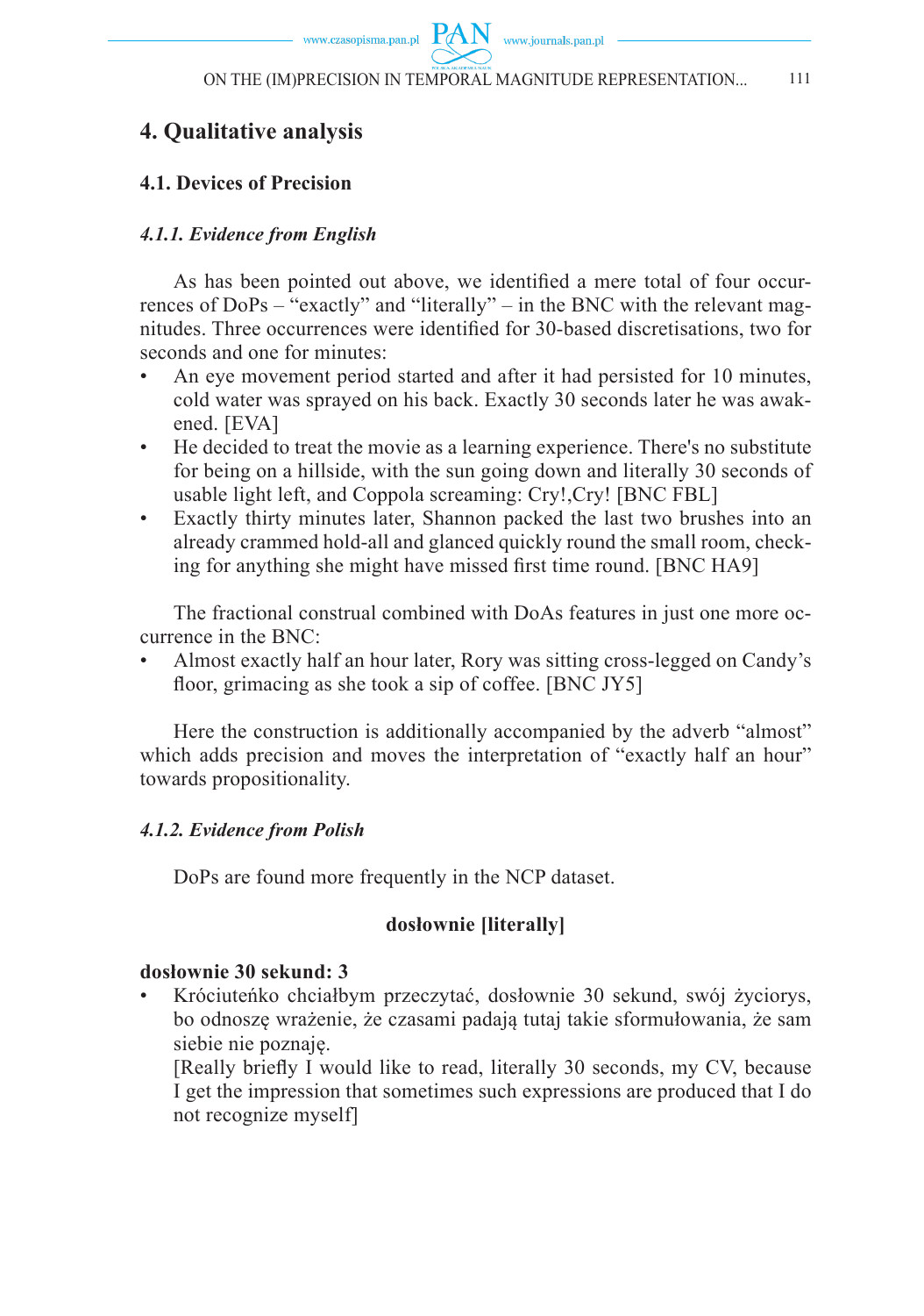## 4. Qualitative analysis

### 4.1. Devices of Precision

#### *4.1.1. Evidence from English*

As has been pointed out above, we identified a mere total of four occurrences of DoPs – "exactly" and "literally" – in the BNC with the relevant magnitudes. Three occurrences were identified for 30-based discretisations, two for seconds and one for minutes:

- An eye movement period started and after it had persisted for 10 minutes, cold water was sprayed on his back. Exactly 30 seconds later he was awakened. [EVA]
- He decided to treat the movie as a learning experience. There's no substitute for being on a hillside, with the sun going down and literally 30 seconds of usable light left, and Coppola screaming: Cry!,Cry! [BNC FBL]
- Exactly thirty minutes later, Shannon packed the last two brushes into an already crammed hold-all and glanced quickly round the small room, checking for anything she might have missed first time round. [BNC HA9]

The fractional construal combined with DoAs features in just one more occurrence in the BNC:

- Almost exactly half an hour later, Rory was sitting cross-legged on Candy's floor, grimacing as she took a sip of coffee. [BNC JY5]

Here the construction is additionally accompanied by the adverb "almost" which adds precision and moves the interpretation of "exactly half an hour" towards propositionality.

#### *4.1.2. Evidence from Polish*

DoPs are found more frequently in the NCP dataset.

**dosłownie [literally]**

**dosłownie 30 sekund: 3**

- Króciuteńko chciałbym przeczytać, dosłownie 30 sekund, swój życiorys, bo odnoszę wrażenie, że czasami padają tutaj takie sformułowania, że sam siebie nie poznaję.
  [Really briefly I would like to read, literally 30 seconds, my CV, because I get the impression that sometimes such expressions are produced that I do not recognize myself]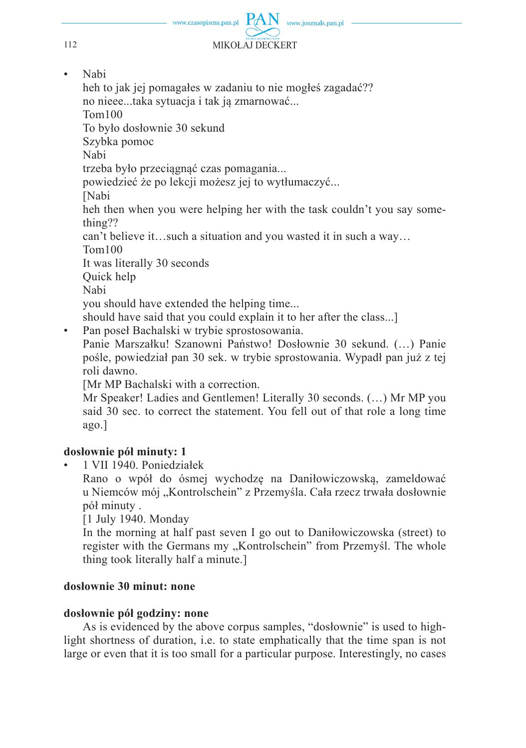- Nabi
  heh to jak jej pomagałes w zadaniu to nie mogłeś zagadać??
  no nieee...taka sytuacja i tak ją zmarnować...
  Tom100
  To było dosłownie 30 sekund
  Szybka pomoc
  Nabi
  trzeba było przeciągnąć czas pomagania...
  powiedzieć że po lekcji możesz jej to wytłumaczyć...
  [Nabi
  heh then when you were helping her with the task couldn't you say something??
  can't believe it…such a situation and you wasted it in such a way…
  Tom100
  It was literally 30 seconds
  Quick help
  Nabi
  you should have extended the helping time...
  should have said that you could explain it to her after the class...]
- Pan poseł Bachalski w trybie sprostosowania.
  Panie Marszałku! Szanowni Państwo! Dosłownie 30 sekund. (…) Panie pośle, powiedział pan 30 sek. w trybie sprostowania. Wypadł pan już z tej roli dawno.
  [Mr MP Bachalski with a correction.
  Mr Speaker! Ladies and Gentlemen! Literally 30 seconds. (…) Mr MP you said 30 sec. to correct the statement. You fell out of that role a long time ago.]

**dosłownie pół minuty: 1**

- 1 VII 1940. Poniedziałek
  Rano o wpół do ósmej wychodzę na Daniłowiczowską, zameldować u Niemców mój „Kontrolschein" z Przemyśla. Cała rzecz trwała dosłownie pół minuty .
  [1 July 1940. Monday
  In the morning at half past seven I go out to Daniłowiczowska (street) to register with the Germans my „Kontrolschein" from Przemyśl. The whole thing took literally half a minute.]

**dosłownie 30 minut: none**

**dosłownie pół godziny: none**

As is evidenced by the above corpus samples, "dosłownie" is used to highlight shortness of duration, i.e. to state emphatically that the time span is not large or even that it is too small for a particular purpose. Interestingly, no cases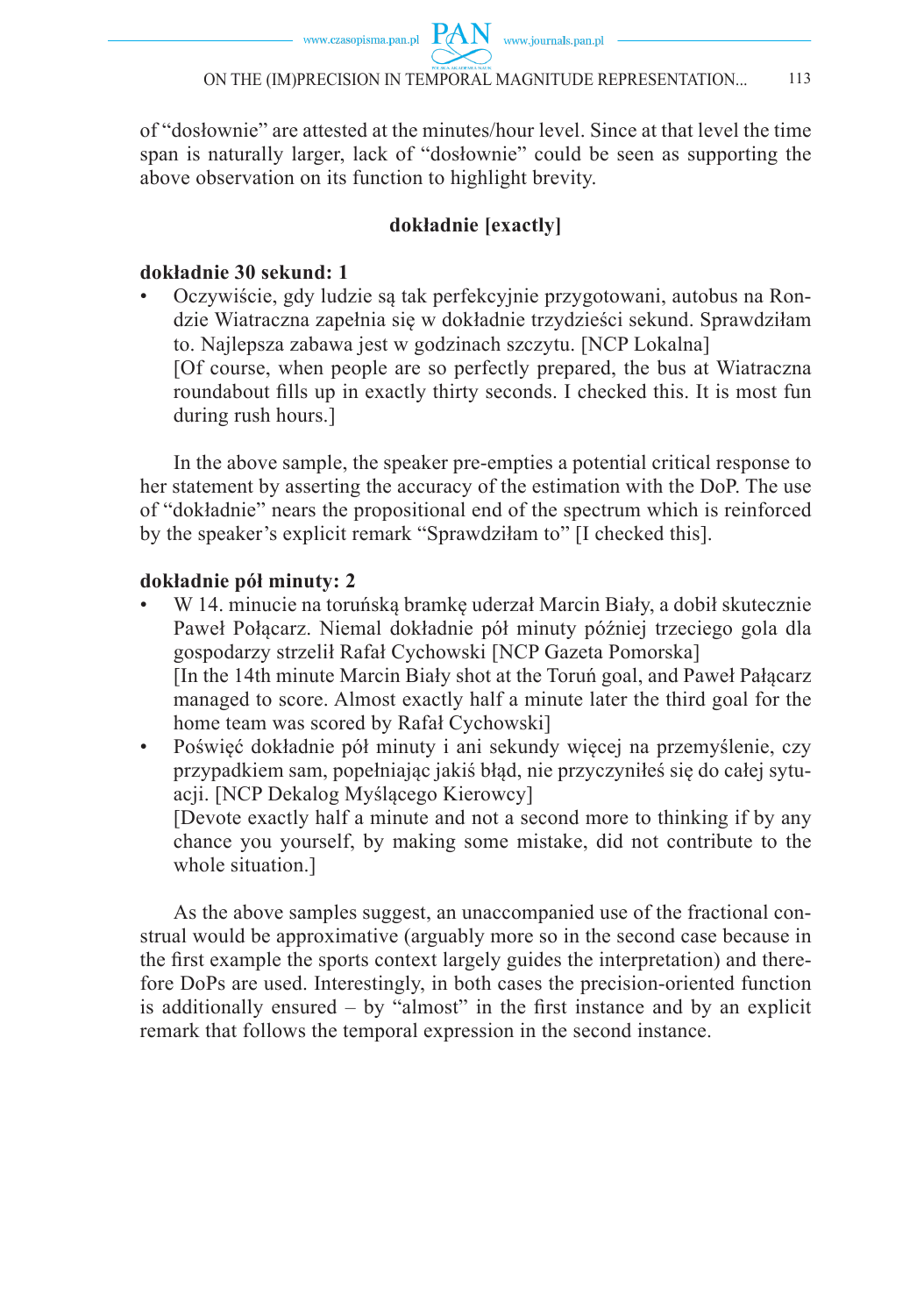of "dosłownie" are attested at the minutes/hour level. Since at that level the time span is naturally larger, lack of "dosłownie" could be seen as supporting the above observation on its function to highlight brevity.

**dokładnie [exactly]**

**dokładnie 30 sekund: 1**

- Oczywiście, gdy ludzie są tak perfekcyjnie przygotowani, autobus na Rondzie Wiatraczna zapełnia się w dokładnie trzydzieści sekund. Sprawdziłam to. Najlepsza zabawa jest w godzinach szczytu. [NCP Lokalna]
  [Of course, when people are so perfectly prepared, the bus at Wiatraczna roundabout fills up in exactly thirty seconds. I checked this. It is most fun during rush hours.]

In the above sample, the speaker pre-empties a potential critical response to her statement by asserting the accuracy of the estimation with the DoP. The use of "dokładnie" nears the propositional end of the spectrum which is reinforced by the speaker's explicit remark "Sprawdziłam to" [I checked this].

**dokładnie pół minuty: 2**

- W 14. minucie na toruńską bramkę uderzał Marcin Biały, a dobił skutecznie Paweł Połącarz. Niemal dokładnie pół minuty później trzeciego gola dla gospodarzy strzelił Rafał Cychowski [NCP Gazeta Pomorska]
  [In the 14th minute Marcin Biały shot at the Toruń goal, and Paweł Pałącarz managed to score. Almost exactly half a minute later the third goal for the home team was scored by Rafał Cychowski]
- Poświęć dokładnie pół minuty i ani sekundy więcej na przemyślenie, czy przypadkiem sam, popełniając jakiś błąd, nie przyczyniłeś się do całej sytuacji. [NCP Dekalog Myślącego Kierowcy]
  [Devote exactly half a minute and not a second more to thinking if by any chance you yourself, by making some mistake, did not contribute to the whole situation.]

As the above samples suggest, an unaccompanied use of the fractional construal would be approximative (arguably more so in the second case because in the first example the sports context largely guides the interpretation) and therefore DoPs are used. Interestingly, in both cases the precision-oriented function is additionally ensured – by "almost" in the first instance and by an explicit remark that follows the temporal expression in the second instance.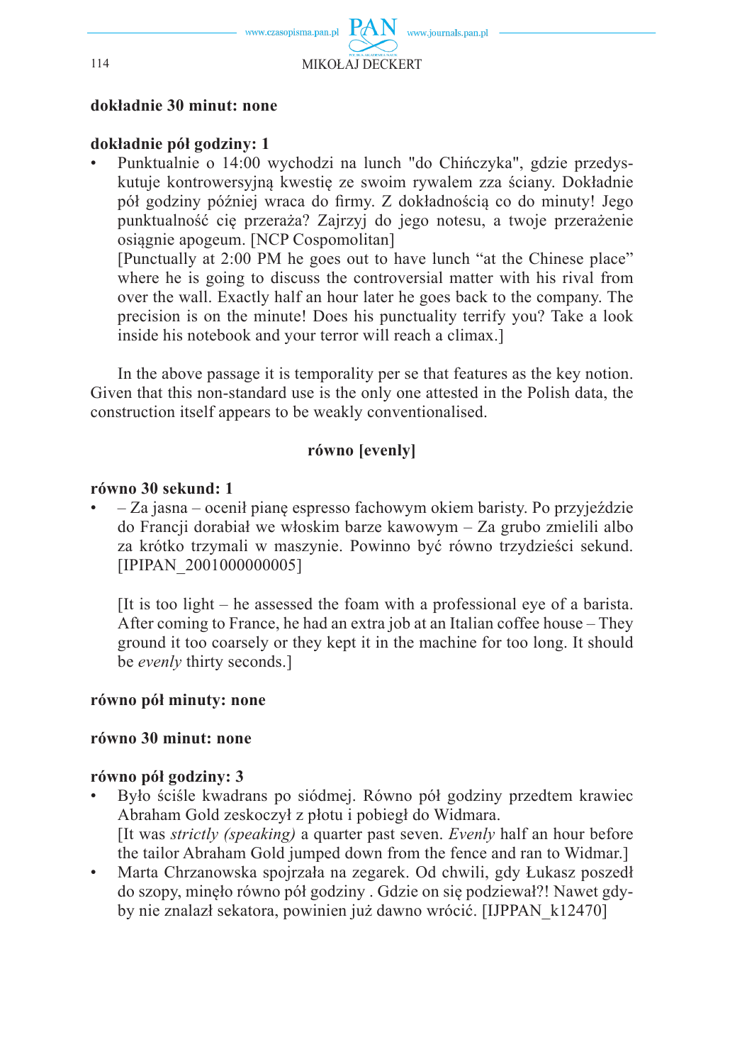**dokładnie 30 minut: none**

**dokładnie pół godziny: 1**

- Punktualnie o 14:00 wychodzi na lunch "do Chińczyka", gdzie przedyskutuje kontrowersyjną kwestię ze swoim rywalem zza ściany. Dokładnie pół godziny później wraca do firmy. Z dokładnością co do minuty! Jego punktualność cię przeraża? Zajrzyj do jego notesu, a twoje przerażenie osiągnie apogeum. [NCP Cospomolitan]
  [Punctually at 2:00 PM he goes out to have lunch "at the Chinese place" where he is going to discuss the controversial matter with his rival from over the wall. Exactly half an hour later he goes back to the company. The precision is on the minute! Does his punctuality terrify you? Take a look inside his notebook and your terror will reach a climax.]

In the above passage it is temporality per se that features as the key notion. Given that this non-standard use is the only one attested in the Polish data, the construction itself appears to be weakly conventionalised.

**równo [evenly]**

**równo 30 sekund: 1**

- – Za jasna – ocenił pianę espresso fachowym okiem baristy. Po przyjeździe do Francji dorabiał we włoskim barze kawowym – Za grubo zmielili albo za krótko trzymali w maszynie. Powinno być równo trzydzieści sekund. [IPIPAN_2001000000005]

  [It is too light – he assessed the foam with a professional eye of a barista. After coming to France, he had an extra job at an Italian coffee house – They ground it too coarsely or they kept it in the machine for too long. It should be *evenly* thirty seconds.]

**równo pół minuty: none**

**równo 30 minut: none**

**równo pół godziny: 3**

- Było ściśle kwadrans po siódmej. Równo pół godziny przedtem krawiec Abraham Gold zeskoczył z płotu i pobiegł do Widmara.
  [It was *strictly (speaking)* a quarter past seven. *Evenly* half an hour before the tailor Abraham Gold jumped down from the fence and ran to Widmar.]
- Marta Chrzanowska spojrzała na zegarek. Od chwili, gdy Łukasz poszedł do szopy, minęło równo pół godziny . Gdzie on się podziewał?! Nawet gdyby nie znalazł sekatora, powinien już dawno wrócić. [IJPPAN_k12470]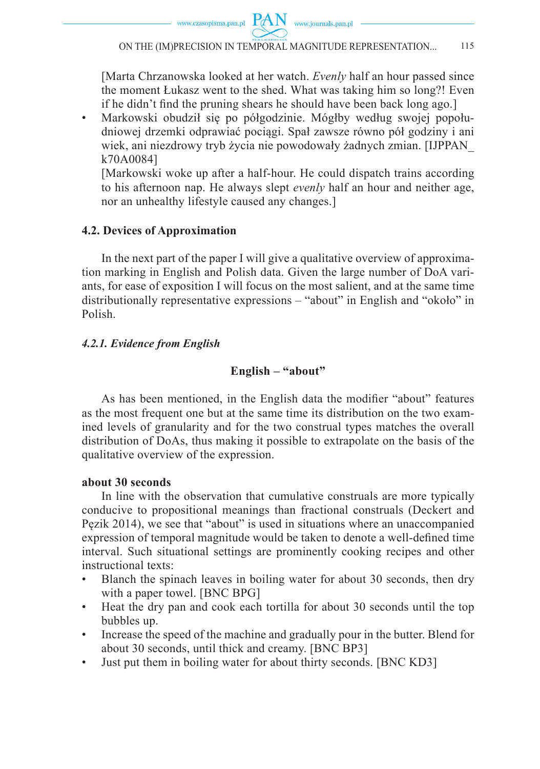[Marta Chrzanowska looked at her watch. *Evenly* half an hour passed since the moment Łukasz went to the shed. What was taking him so long?! Even if he didn't find the pruning shears he should have been back long ago.]

- Markowski obudził się po półgodzinie. Mógłby według swojej popołudniowej drzemki odprawiać pociągi. Spał zawsze równo pół godziny i ani wiek, ani niezdrowy tryb życia nie powodowały żadnych zmian. [IJPPAN_k70A0084]

  [Markowski woke up after a half-hour. He could dispatch trains according to his afternoon nap. He always slept *evenly* half an hour and neither age, nor an unhealthy lifestyle caused any changes.]

### 4.2. Devices of Approximation

In the next part of the paper I will give a qualitative overview of approximation marking in English and Polish data. Given the large number of DoA variants, for ease of exposition I will focus on the most salient, and at the same time distributionally representative expressions – "about" in English and "około" in Polish.

#### *4.2.1. Evidence from English*

**English – "about"**

As has been mentioned, in the English data the modifier "about" features as the most frequent one but at the same time its distribution on the two examined levels of granularity and for the two construal types matches the overall distribution of DoAs, thus making it possible to extrapolate on the basis of the qualitative overview of the expression.

**about 30 seconds**

In line with the observation that cumulative construals are more typically conducive to propositional meanings than fractional construals (Deckert and Pęzik 2014), we see that "about" is used in situations where an unaccompanied expression of temporal magnitude would be taken to denote a well-defined time interval. Such situational settings are prominently cooking recipes and other instructional texts:

- Blanch the spinach leaves in boiling water for about 30 seconds, then dry with a paper towel. [BNC BPG]
- Heat the dry pan and cook each tortilla for about 30 seconds until the top bubbles up.
- Increase the speed of the machine and gradually pour in the butter. Blend for about 30 seconds, until thick and creamy. [BNC BP3]
- Just put them in boiling water for about thirty seconds. [BNC KD3]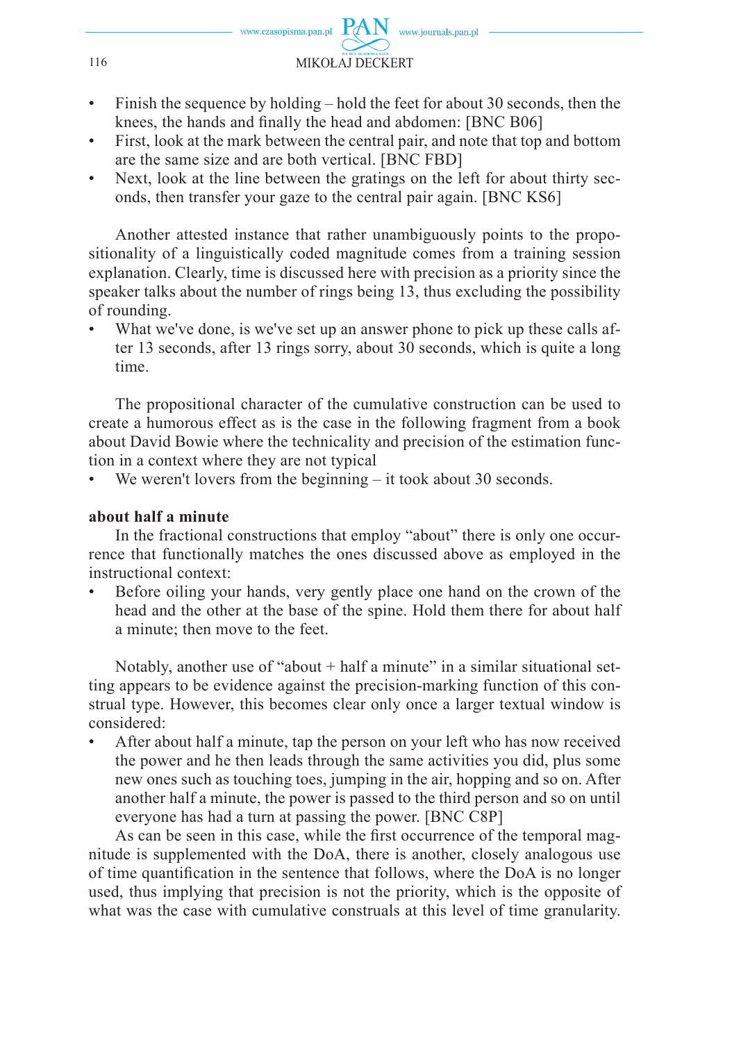- Finish the sequence by holding – hold the feet for about 30 seconds, then the knees, the hands and finally the head and abdomen: [BNC B06]
- First, look at the mark between the central pair, and note that top and bottom are the same size and are both vertical. [BNC FBD]
- Next, look at the line between the gratings on the left for about thirty seconds, then transfer your gaze to the central pair again. [BNC KS6]

Another attested instance that rather unambiguously points to the propositionality of a linguistically coded magnitude comes from a training session explanation. Clearly, time is discussed here with precision as a priority since the speaker talks about the number of rings being 13, thus excluding the possibility of rounding.

- What we've done, is we've set up an answer phone to pick up these calls after 13 seconds, after 13 rings sorry, about 30 seconds, which is quite a long time.

The propositional character of the cumulative construction can be used to create a humorous effect as is the case in the following fragment from a book about David Bowie where the technicality and precision of the estimation function in a context where they are not typical

- We weren't lovers from the beginning – it took about 30 seconds.

**about half a minute**

In the fractional constructions that employ "about" there is only one occurrence that functionally matches the ones discussed above as employed in the instructional context:

- Before oiling your hands, very gently place one hand on the crown of the head and the other at the base of the spine. Hold them there for about half a minute; then move to the feet.

Notably, another use of "about + half a minute" in a similar situational setting appears to be evidence against the precision-marking function of this construal type. However, this becomes clear only once a larger textual window is considered:

- After about half a minute, tap the person on your left who has now received the power and he then leads through the same activities you did, plus some new ones such as touching toes, jumping in the air, hopping and so on. After another half a minute, the power is passed to the third person and so on until everyone has had a turn at passing the power. [BNC C8P]

As can be seen in this case, while the first occurrence of the temporal magnitude is supplemented with the DoA, there is another, closely analogous use of time quantification in the sentence that follows, where the DoA is no longer used, thus implying that precision is not the priority, which is the opposite of what was the case with cumulative construals at this level of time granularity.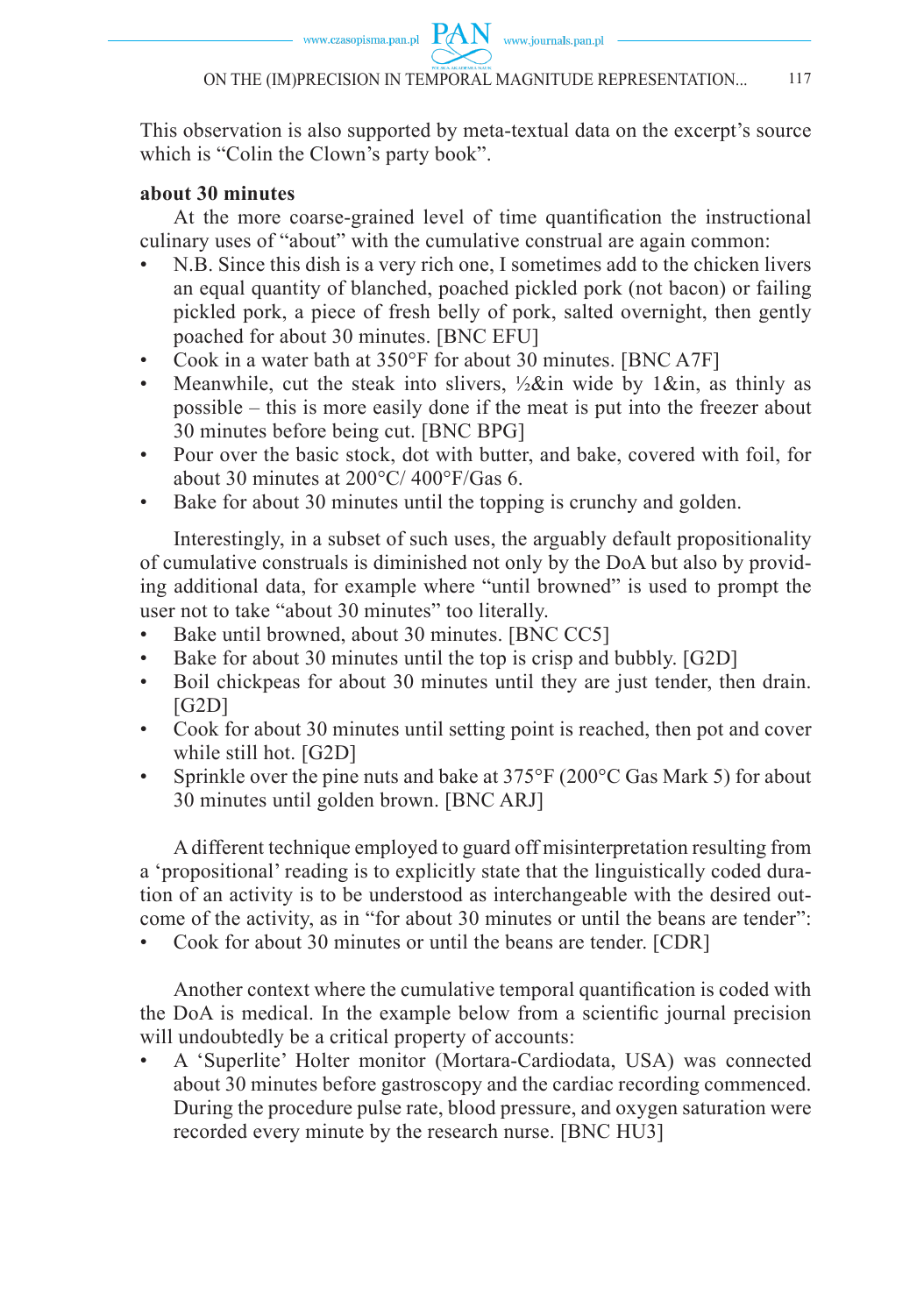This observation is also supported by meta-textual data on the excerpt's source which is "Colin the Clown's party book".

**about 30 minutes**

At the more coarse-grained level of time quantification the instructional culinary uses of "about" with the cumulative construal are again common:

- N.B. Since this dish is a very rich one, I sometimes add to the chicken livers an equal quantity of blanched, poached pickled pork (not bacon) or failing pickled pork, a piece of fresh belly of pork, salted overnight, then gently poached for about 30 minutes. [BNC EFU]
- Cook in a water bath at 350°F for about 30 minutes. [BNC A7F]
- Meanwhile, cut the steak into slivers, ½&in wide by 1&in, as thinly as possible – this is more easily done if the meat is put into the freezer about 30 minutes before being cut. [BNC BPG]
- Pour over the basic stock, dot with butter, and bake, covered with foil, for about 30 minutes at 200°C/ 400°F/Gas 6.
- Bake for about 30 minutes until the topping is crunchy and golden.

Interestingly, in a subset of such uses, the arguably default propositionality of cumulative construals is diminished not only by the DoA but also by providing additional data, for example where "until browned" is used to prompt the user not to take "about 30 minutes" too literally.

- Bake until browned, about 30 minutes. [BNC CC5]
- Bake for about 30 minutes until the top is crisp and bubbly. [G2D]
- Boil chickpeas for about 30 minutes until they are just tender, then drain. [G2D]
- Cook for about 30 minutes until setting point is reached, then pot and cover while still hot. [G2D]
- Sprinkle over the pine nuts and bake at 375°F (200°C Gas Mark 5) for about 30 minutes until golden brown. [BNC ARJ]

A different technique employed to guard off misinterpretation resulting from a 'propositional' reading is to explicitly state that the linguistically coded duration of an activity is to be understood as interchangeable with the desired outcome of the activity, as in "for about 30 minutes or until the beans are tender":

- Cook for about 30 minutes or until the beans are tender. [CDR]

Another context where the cumulative temporal quantification is coded with the DoA is medical. In the example below from a scientific journal precision will undoubtedly be a critical property of accounts:

- A 'Superlite' Holter monitor (Mortara-Cardiodata, USA) was connected about 30 minutes before gastroscopy and the cardiac recording commenced. During the procedure pulse rate, blood pressure, and oxygen saturation were recorded every minute by the research nurse. [BNC HU3]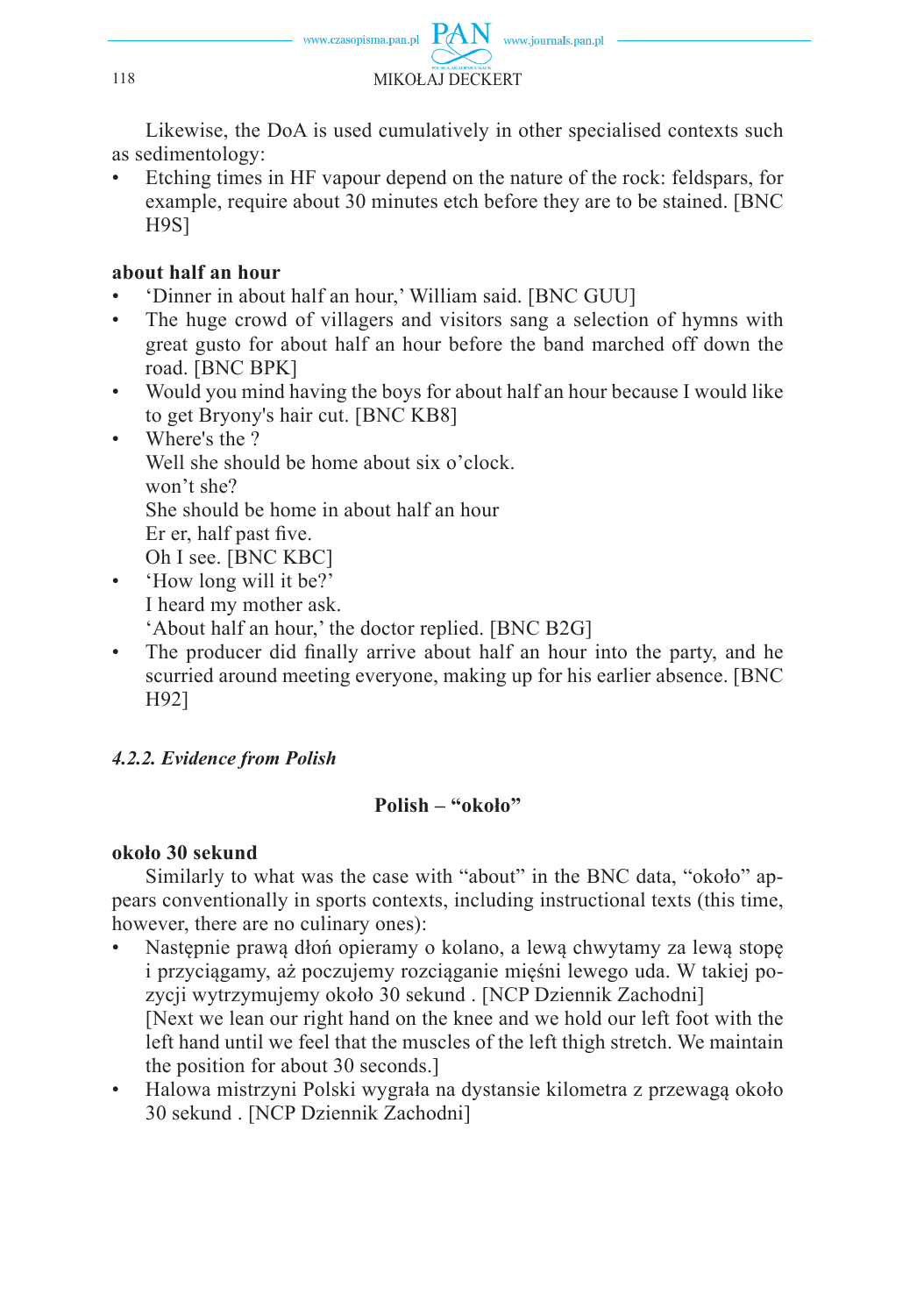Likewise, the DoA is used cumulatively in other specialised contexts such as sedimentology:

- Etching times in HF vapour depend on the nature of the rock: feldspars, for example, require about 30 minutes etch before they are to be stained. [BNC H9S]

**about half an hour**

- 'Dinner in about half an hour,' William said. [BNC GUU]
- The huge crowd of villagers and visitors sang a selection of hymns with great gusto for about half an hour before the band marched off down the road. [BNC BPK]
- Would you mind having the boys for about half an hour because I would like to get Bryony's hair cut. [BNC KB8]
- Where's the ?
  Well she should be home about six o'clock.
  won't she?
  She should be home in about half an hour
  Er er, half past five.
  Oh I see. [BNC KBC]
- 'How long will it be?'
  I heard my mother ask.
  'About half an hour,' the doctor replied. [BNC B2G]
- The producer did finally arrive about half an hour into the party, and he scurried around meeting everyone, making up for his earlier absence. [BNC H92]

#### *4.2.2. Evidence from Polish*

**Polish – "około"**

**około 30 sekund**

Similarly to what was the case with "about" in the BNC data, "około" appears conventionally in sports contexts, including instructional texts (this time, however, there are no culinary ones):

- Następnie prawą dłoń opieramy o kolano, a lewą chwytamy za lewą stopę i przyciągamy, aż poczujemy rozciąganie mięśni lewego uda. W takiej pozycji wytrzymujemy około 30 sekund . [NCP Dziennik Zachodni]
  [Next we lean our right hand on the knee and we hold our left foot with the left hand until we feel that the muscles of the left thigh stretch. We maintain the position for about 30 seconds.]
- Halowa mistrzyni Polski wygrała na dystansie kilometra z przewagą około 30 sekund . [NCP Dziennik Zachodni]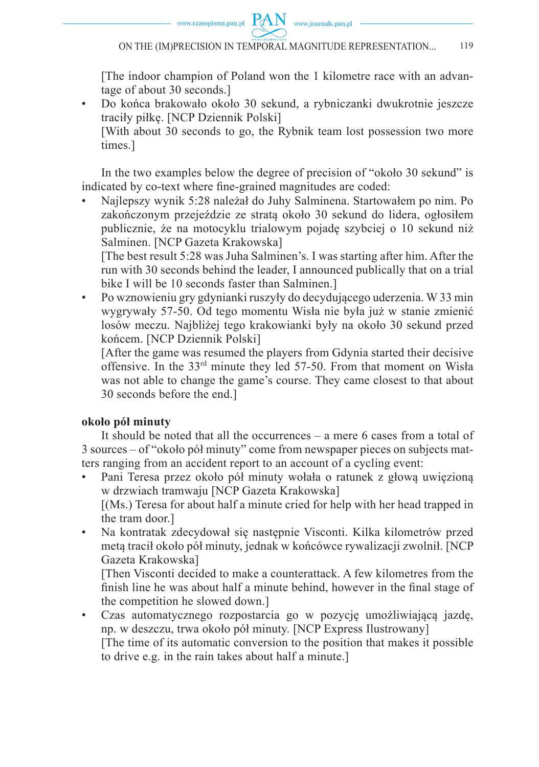[The indoor champion of Poland won the 1 kilometre race with an advantage of about 30 seconds.]

- Do końca brakowało około 30 sekund, a rybniczanki dwukrotnie jeszcze traciły piłkę. [NCP Dziennik Polski]
  [With about 30 seconds to go, the Rybnik team lost possession two more times.]

In the two examples below the degree of precision of "około 30 sekund" is indicated by co-text where fine-grained magnitudes are coded:

- Najlepszy wynik 5:28 należał do Juhy Salminena. Startowałem po nim. Po zakończonym przejeździe ze stratą około 30 sekund do lidera, ogłosiłem publicznie, że na motocyklu trialowym pojadę szybciej o 10 sekund niż Salminen. [NCP Gazeta Krakowska]
  [The best result 5:28 was Juha Salminen's. I was starting after him. After the run with 30 seconds behind the leader, I announced publically that on a trial bike I will be 10 seconds faster than Salminen.]
- Po wznowieniu gry gdynianki ruszyły do decydującego uderzenia. W 33 min wygrywały 57-50. Od tego momentu Wisła nie była już w stanie zmienić losów meczu. Najbliżej tego krakowianki były na około 30 sekund przed końcem. [NCP Dziennik Polski]
  [After the game was resumed the players from Gdynia started their decisive offensive. In the 33rd minute they led 57-50. From that moment on Wisła was not able to change the game's course. They came closest to that about 30 seconds before the end.]

**około pół minuty**

It should be noted that all the occurrences – a mere 6 cases from a total of 3 sources – of "około pół minuty" come from newspaper pieces on subjects matters ranging from an accident report to an account of a cycling event:

- Pani Teresa przez około pół minuty wołała o ratunek z głową uwięzioną w drzwiach tramwaju [NCP Gazeta Krakowska]
  [(Ms.) Teresa for about half a minute cried for help with her head trapped in the tram door.]
- Na kontratak zdecydował się następnie Visconti. Kilka kilometrów przed metą tracił około pół minuty, jednak w końcówce rywalizacji zwolnił. [NCP Gazeta Krakowska]
  [Then Visconti decided to make a counterattack. A few kilometres from the finish line he was about half a minute behind, however in the final stage of the competition he slowed down.]
- Czas automatycznego rozpostarcia go w pozycję umożliwiającą jazdę, np. w deszczu, trwa około pół minuty. [NCP Express Ilustrowany]
  [The time of its automatic conversion to the position that makes it possible to drive e.g. in the rain takes about half a minute.]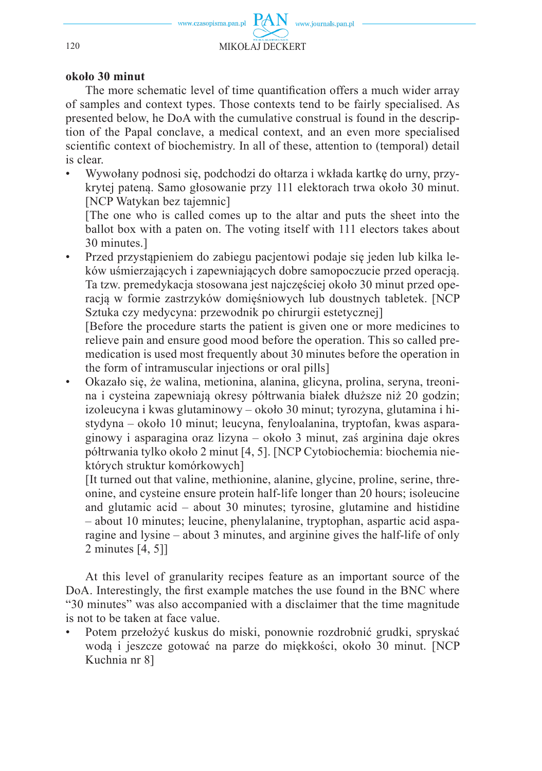**około 30 minut**

The more schematic level of time quantification offers a much wider array of samples and context types. Those contexts tend to be fairly specialised. As presented below, he DoA with the cumulative construal is found in the description of the Papal conclave, a medical context, and an even more specialised scientific context of biochemistry. In all of these, attention to (temporal) detail is clear.

- Wywołany podnosi się, podchodzi do ołtarza i wkłada kartkę do urny, przykrytej pateną. Samo głosowanie przy 111 elektorach trwa około 30 minut. [NCP Watykan bez tajemnic]
  [The one who is called comes up to the altar and puts the sheet into the ballot box with a paten on. The voting itself with 111 electors takes about 30 minutes.]
- Przed przystąpieniem do zabiegu pacjentowi podaje się jeden lub kilka leków uśmierzających i zapewniających dobre samopoczucie przed operacją. Ta tzw. premedykacja stosowana jest najczęściej około 30 minut przed operacją w formie zastrzyków domięśniowych lub doustnych tabletek. [NCP Sztuka czy medycyna: przewodnik po chirurgii estetycznej]
  [Before the procedure starts the patient is given one or more medicines to relieve pain and ensure good mood before the operation. This so called premedication is used most frequently about 30 minutes before the operation in the form of intramuscular injections or oral pills]
- Okazało się, że walina, metionina, alanina, glicyna, prolina, seryna, treonina i cysteina zapewniają okresy półtrwania białek dłuższe niż 20 godzin; izoleucyna i kwas glutaminowy – około 30 minut; tyrozyna, glutamina i histydyna – około 10 minut; leucyna, fenyloalanina, tryptofan, kwas asparaginowy i asparagina oraz lizyna – około 3 minut, zaś arginina daje okres półtrwania tylko około 2 minut [4, 5]. [NCP Cytobiochemia: biochemia niektórych struktur komórkowych]
  [It turned out that valine, methionine, alanine, glycine, proline, serine, threonine, and cysteine ensure protein half-life longer than 20 hours; isoleucine and glutamic acid – about 30 minutes; tyrosine, glutamine and histidine – about 10 minutes; leucine, phenylalanine, tryptophan, aspartic acid asparagine and lysine – about 3 minutes, and arginine gives the half-life of only 2 minutes [4, 5]]

At this level of granularity recipes feature as an important source of the DoA. Interestingly, the first example matches the use found in the BNC where "30 minutes" was also accompanied with a disclaimer that the time magnitude is not to be taken at face value.

- Potem przełożyć kuskus do miski, ponownie rozdrobnić grudki, spryskać wodą i jeszcze gotować na parze do miękkości, około 30 minut. [NCP Kuchnia nr 8]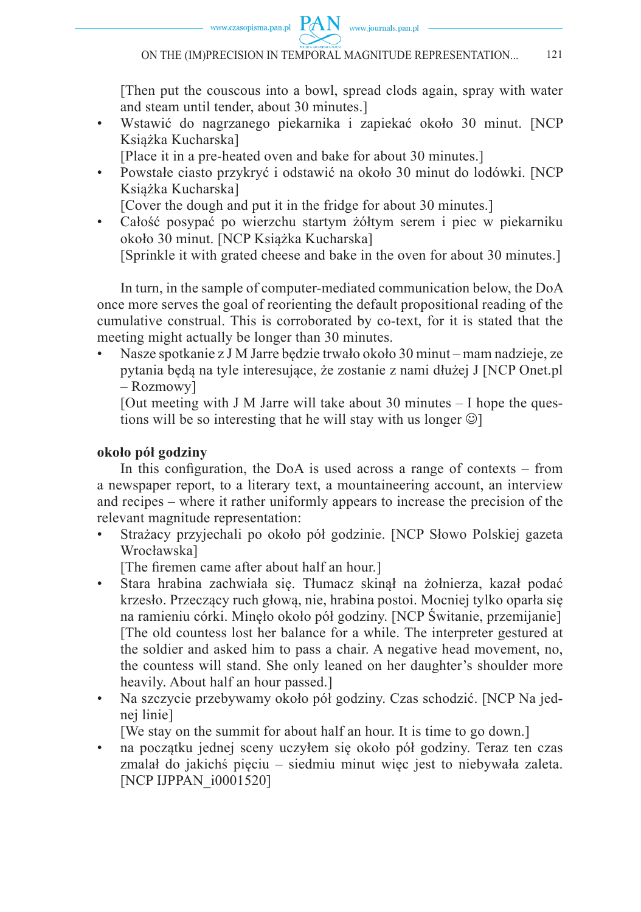[Then put the couscous into a bowl, spread clods again, spray with water and steam until tender, about 30 minutes.]

- Wstawić do nagrzanego piekarnika i zapiekać około 30 minut. [NCP Książka Kucharska]
  [Place it in a pre-heated oven and bake for about 30 minutes.]
- Powstałe ciasto przykryć i odstawić na około 30 minut do lodówki. [NCP Książka Kucharska]
  [Cover the dough and put it in the fridge for about 30 minutes.]
- Całość posypać po wierzchu startym żółtym serem i piec w piekarniku około 30 minut. [NCP Książka Kucharska]
  [Sprinkle it with grated cheese and bake in the oven for about 30 minutes.]

In turn, in the sample of computer-mediated communication below, the DoA once more serves the goal of reorienting the default propositional reading of the cumulative construal. This is corroborated by co-text, for it is stated that the meeting might actually be longer than 30 minutes.

- Nasze spotkanie z J M Jarre będzie trwało około 30 minut – mam nadzieję, ze pytania będą na tyle interesujące, że zostanie z nami dłużej J [NCP Onet.pl – Rozmowy]
  [Out meeting with J M Jarre will take about 30 minutes – I hope the questions will be so interesting that he will stay with us longer ☺]

**około pół godziny**

In this configuration, the DoA is used across a range of contexts – from a newspaper report, to a literary text, a mountaineering account, an interview and recipes – where it rather uniformly appears to increase the precision of the relevant magnitude representation:

- Strażacy przyjechali po około pół godzinie. [NCP Słowo Polskiej gazeta Wrocławska]
  [The firemen came after about half an hour.]
- Stara hrabina zachwiała się. Tłumacz skinął na żołnierza, kazał podać krzesło. Przeczący ruch głową, nie, hrabina postoi. Mocniej tylko oparła się na ramieniu córki. Minęło około pół godziny. [NCP Świtanie, przemijanie]
  [The old countess lost her balance for a while. The interpreter gestured at the soldier and asked him to pass a chair. A negative head movement, no, the countess will stand. She only leaned on her daughter's shoulder more heavily. About half an hour passed.]
- Na szczycie przebywamy około pół godziny. Czas schodzić. [NCP Na jednej linie]
  [We stay on the summit for about half an hour. It is time to go down.]
- na początku jednej sceny uczyłem się około pół godziny. Teraz ten czas zmalał do jakichś pięciu – siedmiu minut więc jest to niebywała zaleta. [NCP IJPPAN_i0001520]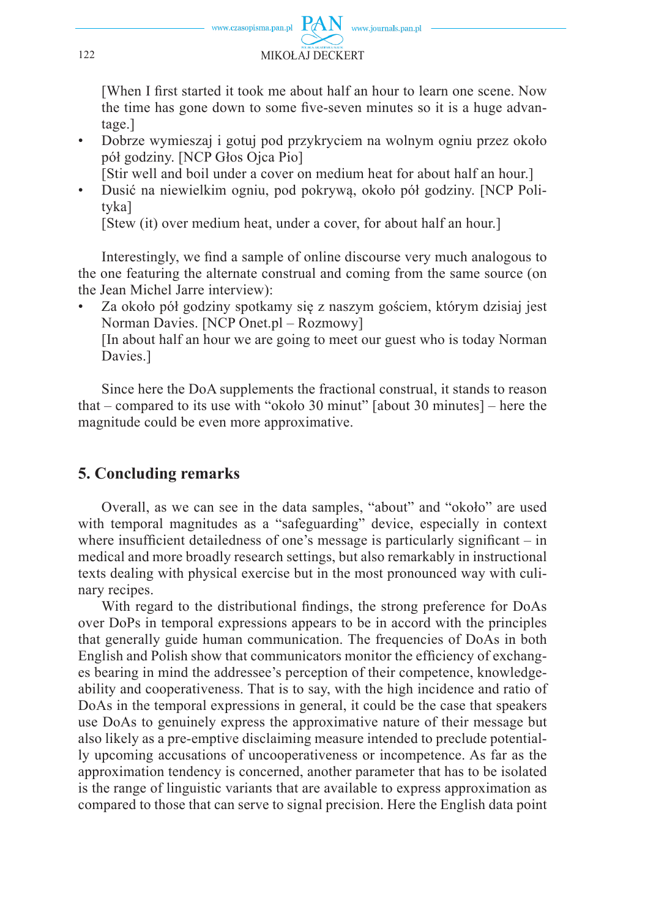[When I first started it took me about half an hour to learn one scene. Now the time has gone down to some five-seven minutes so it is a huge advantage.]

- Dobrze wymieszaj i gotuj pod przykryciem na wolnym ogniu przez około pół godziny. [NCP Głos Ojca Pio]
  [Stir well and boil under a cover on medium heat for about half an hour.]
- Dusić na niewielkim ogniu, pod pokrywą, około pół godziny. [NCP Polityka]
  [Stew (it) over medium heat, under a cover, for about half an hour.]

Interestingly, we find a sample of online discourse very much analogous to the one featuring the alternate construal and coming from the same source (on the Jean Michel Jarre interview):

- Za około pół godziny spotkamy się z naszym gościem, którym dzisiaj jest Norman Davies. [NCP Onet.pl – Rozmowy]
  [In about half an hour we are going to meet our guest who is today Norman Davies.]

Since here the DoA supplements the fractional construal, it stands to reason that – compared to its use with "około 30 minut" [about 30 minutes] – here the magnitude could be even more approximative.

## 5. Concluding remarks

Overall, as we can see in the data samples, "about" and "około" are used with temporal magnitudes as a "safeguarding" device, especially in context where insufficient detailedness of one's message is particularly significant – in medical and more broadly research settings, but also remarkably in instructional texts dealing with physical exercise but in the most pronounced way with culinary recipes.

With regard to the distributional findings, the strong preference for DoAs over DoPs in temporal expressions appears to be in accord with the principles that generally guide human communication. The frequencies of DoAs in both English and Polish show that communicators monitor the efficiency of exchanges bearing in mind the addressee's perception of their competence, knowledgeability and cooperativeness. That is to say, with the high incidence and ratio of DoAs in the temporal expressions in general, it could be the case that speakers use DoAs to genuinely express the approximative nature of their message but also likely as a pre-emptive disclaiming measure intended to preclude potentially upcoming accusations of uncooperativeness or incompetence. As far as the approximation tendency is concerned, another parameter that has to be isolated is the range of linguistic variants that are available to express approximation as compared to those that can serve to signal precision. Here the English data point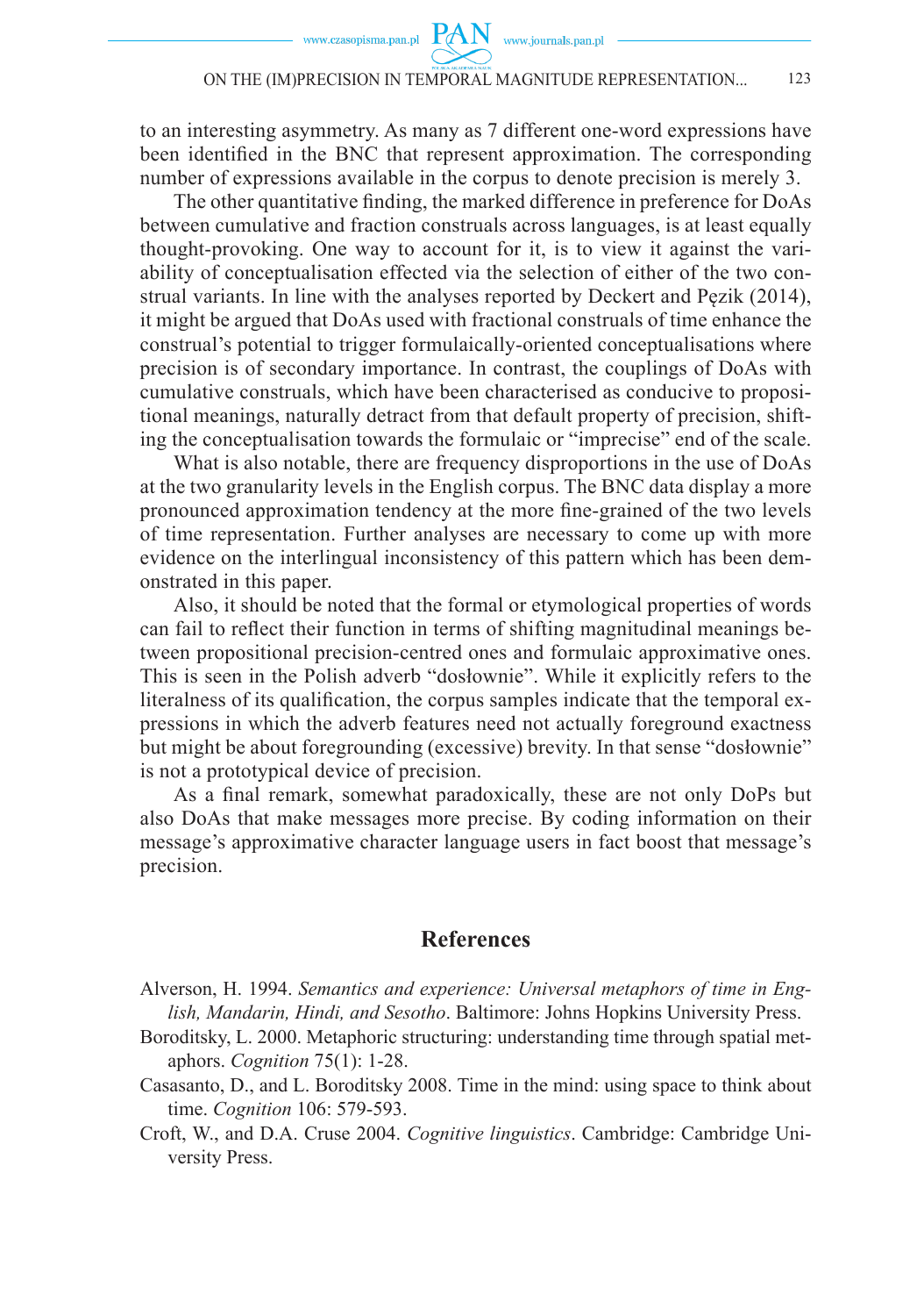to an interesting asymmetry. As many as 7 different one-word expressions have been identified in the BNC that represent approximation. The corresponding number of expressions available in the corpus to denote precision is merely 3.

The other quantitative finding, the marked difference in preference for DoAs between cumulative and fraction construals across languages, is at least equally thought-provoking. One way to account for it, is to view it against the variability of conceptualisation effected via the selection of either of the two construal variants. In line with the analyses reported by Deckert and Pęzik (2014), it might be argued that DoAs used with fractional construals of time enhance the construal's potential to trigger formulaically-oriented conceptualisations where precision is of secondary importance. In contrast, the couplings of DoAs with cumulative construals, which have been characterised as conducive to propositional meanings, naturally detract from that default property of precision, shifting the conceptualisation towards the formulaic or "imprecise" end of the scale.

What is also notable, there are frequency disproportions in the use of DoAs at the two granularity levels in the English corpus. The BNC data display a more pronounced approximation tendency at the more fine-grained of the two levels of time representation. Further analyses are necessary to come up with more evidence on the interlingual inconsistency of this pattern which has been demonstrated in this paper.

Also, it should be noted that the formal or etymological properties of words can fail to reflect their function in terms of shifting magnitudinal meanings between propositional precision-centred ones and formulaic approximative ones. This is seen in the Polish adverb "dosłownie". While it explicitly refers to the literalness of its qualification, the corpus samples indicate that the temporal expressions in which the adverb features need not actually foreground exactness but might be about foregrounding (excessive) brevity. In that sense "dosłownie" is not a prototypical device of precision.

As a final remark, somewhat paradoxically, these are not only DoPs but also DoAs that make messages more precise. By coding information on their message's approximative character language users in fact boost that message's precision.

## References

Alverson, H. 1994. *Semantics and experience: Universal metaphors of time in English, Mandarin, Hindi, and Sesotho*. Baltimore: Johns Hopkins University Press.

Boroditsky, L. 2000. Metaphoric structuring: understanding time through spatial metaphors. *Cognition* 75(1): 1-28.

Casasanto, D., and L. Boroditsky 2008. Time in the mind: using space to think about time. *Cognition* 106: 579-593.

Croft, W., and D.A. Cruse 2004. *Cognitive linguistics*. Cambridge: Cambridge University Press.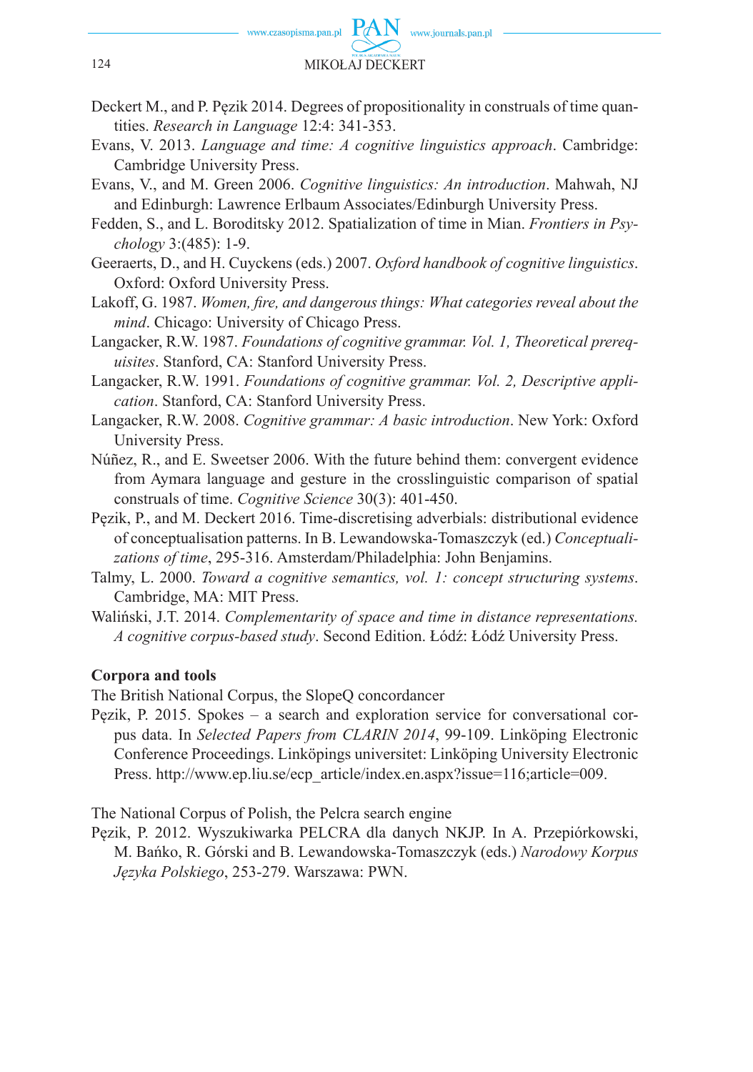Deckert M., and P. Pęzik 2014. Degrees of propositionality in construals of time quantities. *Research in Language* 12:4: 341-353.

Evans, V. 2013. *Language and time: A cognitive linguistics approach*. Cambridge: Cambridge University Press.

Evans, V., and M. Green 2006. *Cognitive linguistics: An introduction*. Mahwah, NJ and Edinburgh: Lawrence Erlbaum Associates/Edinburgh University Press.

Fedden, S., and L. Boroditsky 2012. Spatialization of time in Mian. *Frontiers in Psychology* 3:(485): 1-9.

Geeraerts, D., and H. Cuyckens (eds.) 2007. *Oxford handbook of cognitive linguistics*. Oxford: Oxford University Press.

Lakoff, G. 1987. *Women, fire, and dangerous things: What categories reveal about the mind*. Chicago: University of Chicago Press.

Langacker, R.W. 1987. *Foundations of cognitive grammar. Vol. 1, Theoretical prerequisites*. Stanford, CA: Stanford University Press.

Langacker, R.W. 1991. *Foundations of cognitive grammar. Vol. 2, Descriptive application*. Stanford, CA: Stanford University Press.

Langacker, R.W. 2008. *Cognitive grammar: A basic introduction*. New York: Oxford University Press.

Núñez, R., and E. Sweetser 2006. With the future behind them: convergent evidence from Aymara language and gesture in the crosslinguistic comparison of spatial construals of time. *Cognitive Science* 30(3): 401-450.

Pęzik, P., and M. Deckert 2016. Time-discretising adverbials: distributional evidence of conceptualisation patterns. In B. Lewandowska-Tomaszczyk (ed.) *Conceptualizations of time*, 295-316. Amsterdam/Philadelphia: John Benjamins.

Talmy, L. 2000. *Toward a cognitive semantics, vol. 1: concept structuring systems*. Cambridge, MA: MIT Press.

Waliński, J.T. 2014. *Complementarity of space and time in distance representations. A cognitive corpus-based study*. Second Edition. Łódź: Łódź University Press.

**Corpora and tools**

The British National Corpus, the SlopeQ concordancer

Pęzik, P. 2015. Spokes – a search and exploration service for conversational corpus data. In *Selected Papers from CLARIN 2014*, 99-109. Linköping Electronic Conference Proceedings. Linköpings universitet: Linköping University Electronic Press. http://www.ep.liu.se/ecp_article/index.en.aspx?issue=116;article=009.

The National Corpus of Polish, the Pelcra search engine

Pęzik, P. 2012. Wyszukiwarka PELCRA dla danych NKJP. In A. Przepiórkowski, M. Bańko, R. Górski and B. Lewandowska-Tomaszczyk (eds.) *Narodowy Korpus Języka Polskiego*, 253-279. Warszawa: PWN.